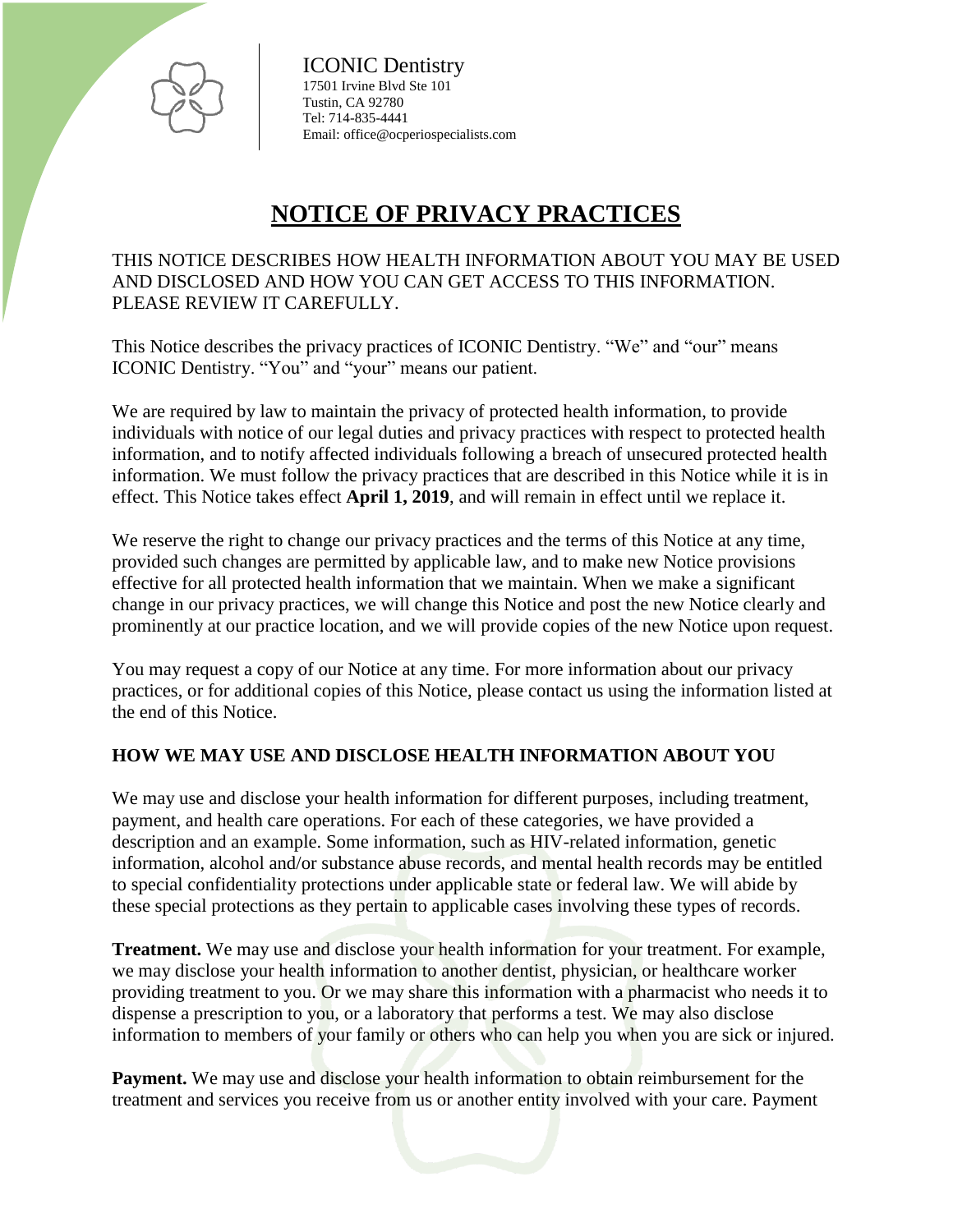ICONIC Dentistry
17501 Irvine Blvd Ste 101
Tustin, CA 92780
Tel: 714-835-4441
Email: office@ocperiospecialists.com

# NOTICE OF PRIVACY PRACTICES

THIS NOTICE DESCRIBES HOW HEALTH INFORMATION ABOUT YOU MAY BE USED AND DISCLOSED AND HOW YOU CAN GET ACCESS TO THIS INFORMATION. PLEASE REVIEW IT CAREFULLY.

This Notice describes the privacy practices of ICONIC Dentistry. "We" and "our" means ICONIC Dentistry. "You" and "your" means our patient.

We are required by law to maintain the privacy of protected health information, to provide individuals with notice of our legal duties and privacy practices with respect to protected health information, and to notify affected individuals following a breach of unsecured protected health information. We must follow the privacy practices that are described in this Notice while it is in effect. This Notice takes effect **April 1, 2019**, and will remain in effect until we replace it.

We reserve the right to change our privacy practices and the terms of this Notice at any time, provided such changes are permitted by applicable law, and to make new Notice provisions effective for all protected health information that we maintain. When we make a significant change in our privacy practices, we will change this Notice and post the new Notice clearly and prominently at our practice location, and we will provide copies of the new Notice upon request.

You may request a copy of our Notice at any time. For more information about our privacy practices, or for additional copies of this Notice, please contact us using the information listed at the end of this Notice.

## HOW WE MAY USE AND DISCLOSE HEALTH INFORMATION ABOUT YOU

We may use and disclose your health information for different purposes, including treatment, payment, and health care operations. For each of these categories, we have provided a description and an example. Some information, such as HIV-related information, genetic information, alcohol and/or substance abuse records, and mental health records may be entitled to special confidentiality protections under applicable state or federal law. We will abide by these special protections as they pertain to applicable cases involving these types of records.

**Treatment.** We may use and disclose your health information for your treatment. For example, we may disclose your health information to another dentist, physician, or healthcare worker providing treatment to you. Or we may share this information with a pharmacist who needs it to dispense a prescription to you, or a laboratory that performs a test. We may also disclose information to members of your family or others who can help you when you are sick or injured.

**Payment.** We may use and disclose your health information to obtain reimbursement for the treatment and services you receive from us or another entity involved with your care. Payment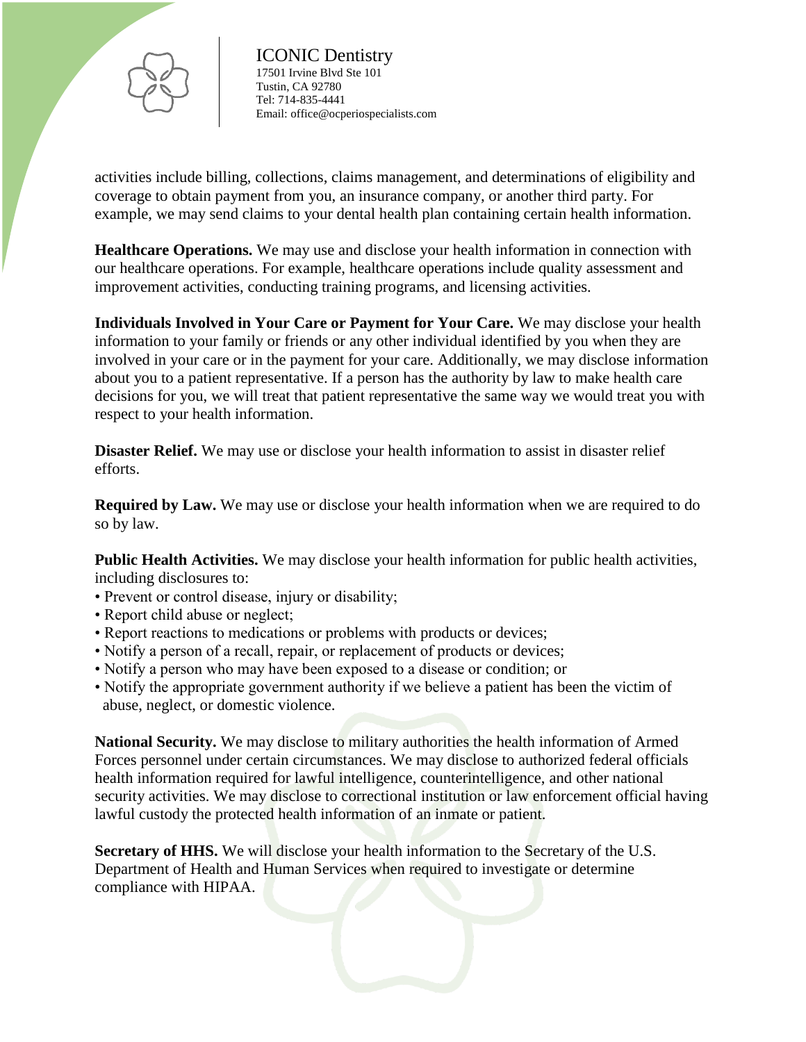activities include billing, collections, claims management, and determinations of eligibility and coverage to obtain payment from you, an insurance company, or another third party. For example, we may send claims to your dental health plan containing certain health information.

**Healthcare Operations.** We may use and disclose your health information in connection with our healthcare operations. For example, healthcare operations include quality assessment and improvement activities, conducting training programs, and licensing activities.

**Individuals Involved in Your Care or Payment for Your Care.** We may disclose your health information to your family or friends or any other individual identified by you when they are involved in your care or in the payment for your care. Additionally, we may disclose information about you to a patient representative. If a person has the authority by law to make health care decisions for you, we will treat that patient representative the same way we would treat you with respect to your health information.

**Disaster Relief.** We may use or disclose your health information to assist in disaster relief efforts.

**Required by Law.** We may use or disclose your health information when we are required to do so by law.

**Public Health Activities.** We may disclose your health information for public health activities, including disclosures to:

- Prevent or control disease, injury or disability;
- Report child abuse or neglect;
- Report reactions to medications or problems with products or devices;
- Notify a person of a recall, repair, or replacement of products or devices;
- Notify a person who may have been exposed to a disease or condition; or
- Notify the appropriate government authority if we believe a patient has been the victim of abuse, neglect, or domestic violence.

**National Security.** We may disclose to military authorities the health information of Armed Forces personnel under certain circumstances. We may disclose to authorized federal officials health information required for lawful intelligence, counterintelligence, and other national security activities. We may disclose to correctional institution or law enforcement official having lawful custody the protected health information of an inmate or patient.

**Secretary of HHS.** We will disclose your health information to the Secretary of the U.S. Department of Health and Human Services when required to investigate or determine compliance with HIPAA.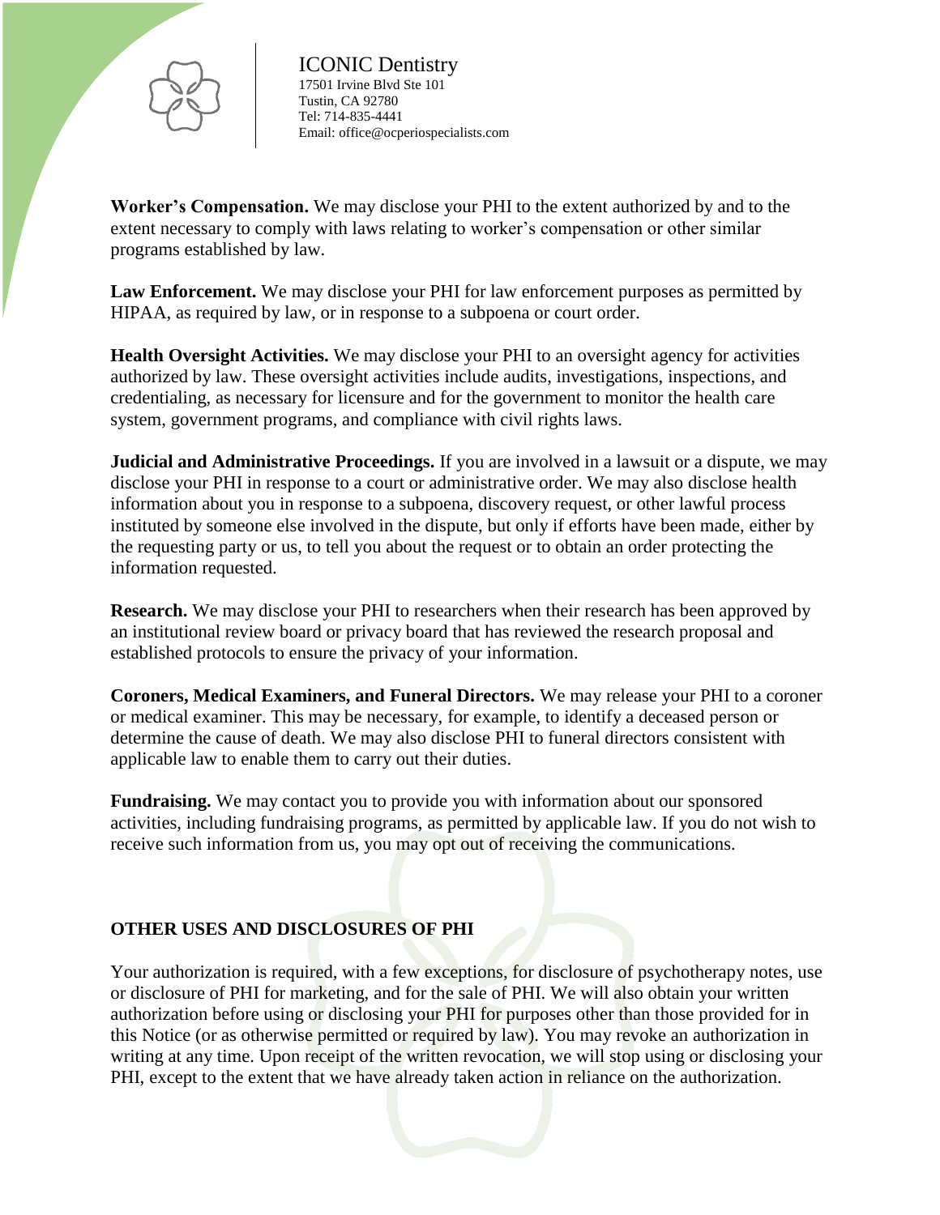**Worker's Compensation.** We may disclose your PHI to the extent authorized by and to the extent necessary to comply with laws relating to worker's compensation or other similar programs established by law.

**Law Enforcement.** We may disclose your PHI for law enforcement purposes as permitted by HIPAA, as required by law, or in response to a subpoena or court order.

**Health Oversight Activities.** We may disclose your PHI to an oversight agency for activities authorized by law. These oversight activities include audits, investigations, inspections, and credentialing, as necessary for licensure and for the government to monitor the health care system, government programs, and compliance with civil rights laws.

**Judicial and Administrative Proceedings.** If you are involved in a lawsuit or a dispute, we may disclose your PHI in response to a court or administrative order. We may also disclose health information about you in response to a subpoena, discovery request, or other lawful process instituted by someone else involved in the dispute, but only if efforts have been made, either by the requesting party or us, to tell you about the request or to obtain an order protecting the information requested.

**Research.** We may disclose your PHI to researchers when their research has been approved by an institutional review board or privacy board that has reviewed the research proposal and established protocols to ensure the privacy of your information.

**Coroners, Medical Examiners, and Funeral Directors.** We may release your PHI to a coroner or medical examiner. This may be necessary, for example, to identify a deceased person or determine the cause of death. We may also disclose PHI to funeral directors consistent with applicable law to enable them to carry out their duties.

**Fundraising.** We may contact you to provide you with information about our sponsored activities, including fundraising programs, as permitted by applicable law. If you do not wish to receive such information from us, you may opt out of receiving the communications.

## OTHER USES AND DISCLOSURES OF PHI

Your authorization is required, with a few exceptions, for disclosure of psychotherapy notes, use or disclosure of PHI for marketing, and for the sale of PHI. We will also obtain your written authorization before using or disclosing your PHI for purposes other than those provided for in this Notice (or as otherwise permitted or required by law). You may revoke an authorization in writing at any time. Upon receipt of the written revocation, we will stop using or disclosing your PHI, except to the extent that we have already taken action in reliance on the authorization.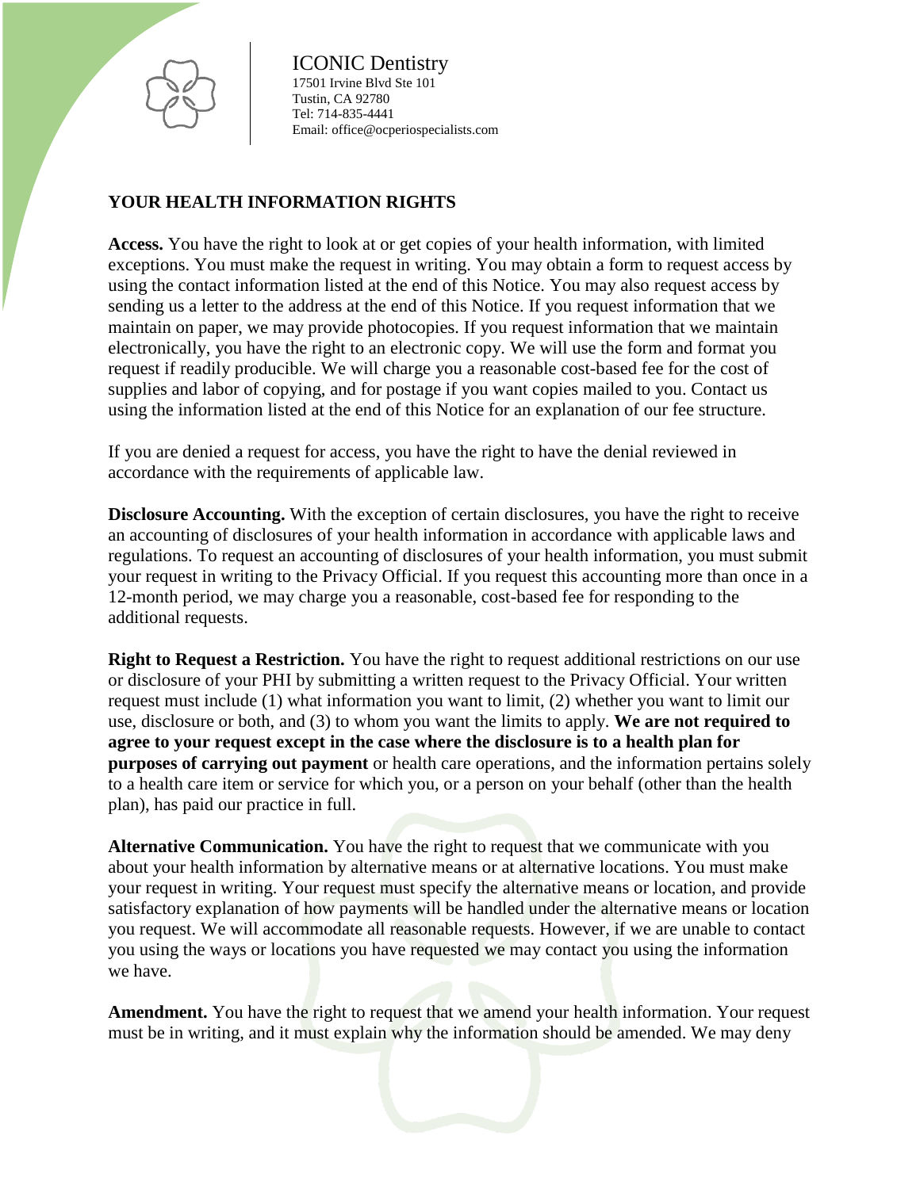ICONIC Dentistry
17501 Irvine Blvd Ste 101
Tustin, CA 92780
Tel: 714-835-4441
Email: office@ocperiospecialists.com

**YOUR HEALTH INFORMATION RIGHTS**

**Access.** You have the right to look at or get copies of your health information, with limited exceptions. You must make the request in writing. You may obtain a form to request access by using the contact information listed at the end of this Notice. You may also request access by sending us a letter to the address at the end of this Notice. If you request information that we maintain on paper, we may provide photocopies. If you request information that we maintain electronically, you have the right to an electronic copy. We will use the form and format you request if readily producible. We will charge you a reasonable cost-based fee for the cost of supplies and labor of copying, and for postage if you want copies mailed to you. Contact us using the information listed at the end of this Notice for an explanation of our fee structure.

If you are denied a request for access, you have the right to have the denial reviewed in accordance with the requirements of applicable law.

**Disclosure Accounting.** With the exception of certain disclosures, you have the right to receive an accounting of disclosures of your health information in accordance with applicable laws and regulations. To request an accounting of disclosures of your health information, you must submit your request in writing to the Privacy Official. If you request this accounting more than once in a 12-month period, we may charge you a reasonable, cost-based fee for responding to the additional requests.

**Right to Request a Restriction.** You have the right to request additional restrictions on our use or disclosure of your PHI by submitting a written request to the Privacy Official. Your written request must include (1) what information you want to limit, (2) whether you want to limit our use, disclosure or both, and (3) to whom you want the limits to apply. **We are not required to agree to your request except in the case where the disclosure is to a health plan for purposes of carrying out payment** or health care operations, and the information pertains solely to a health care item or service for which you, or a person on your behalf (other than the health plan), has paid our practice in full.

**Alternative Communication.** You have the right to request that we communicate with you about your health information by alternative means or at alternative locations. You must make your request in writing. Your request must specify the alternative means or location, and provide satisfactory explanation of how payments will be handled under the alternative means or location you request. We will accommodate all reasonable requests. However, if we are unable to contact you using the ways or locations you have requested we may contact you using the information we have.

**Amendment.** You have the right to request that we amend your health information. Your request must be in writing, and it must explain why the information should be amended. We may deny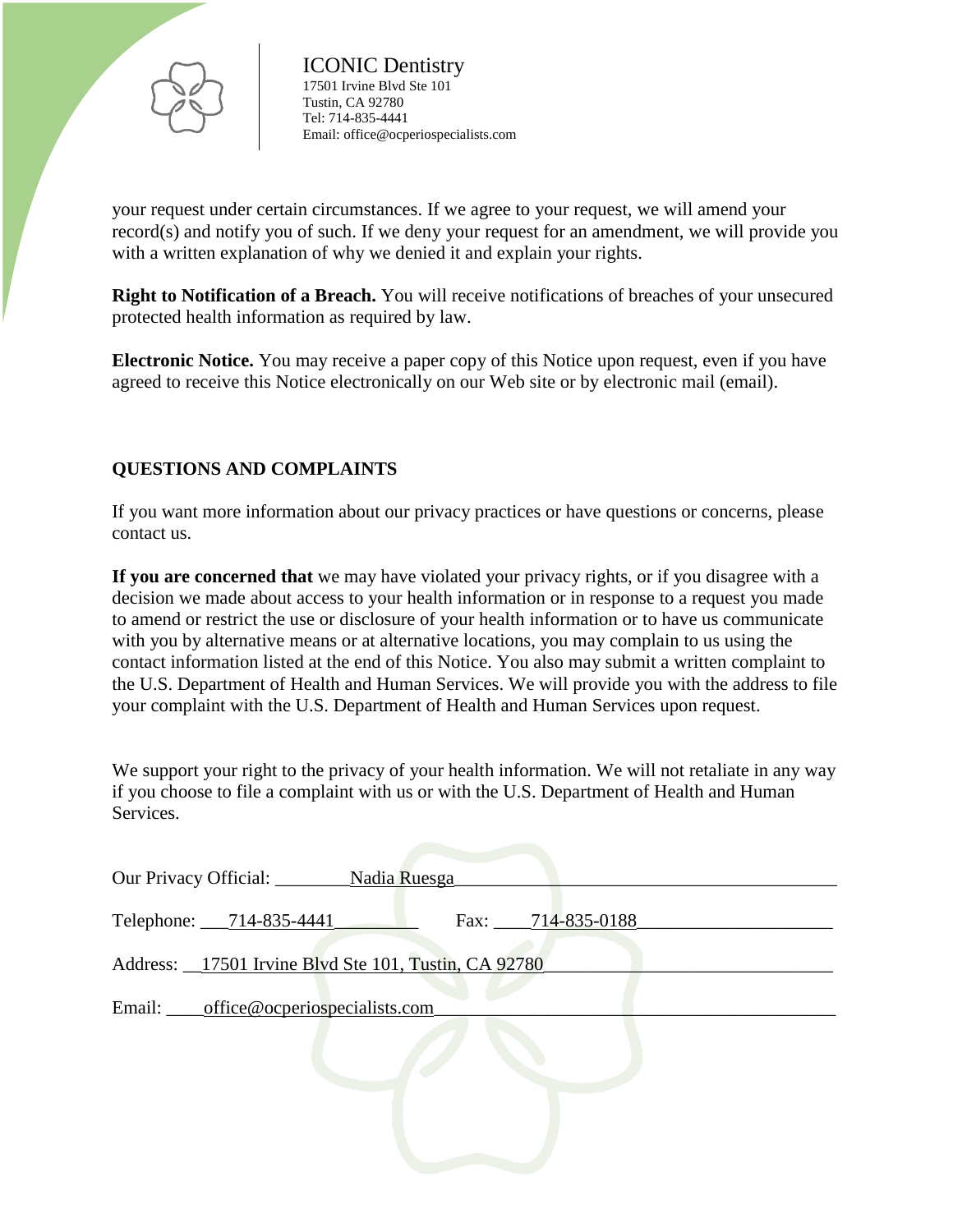your request under certain circumstances. If we agree to your request, we will amend your record(s) and notify you of such. If we deny your request for an amendment, we will provide you with a written explanation of why we denied it and explain your rights.

**Right to Notification of a Breach.** You will receive notifications of breaches of your unsecured protected health information as required by law.

**Electronic Notice.** You may receive a paper copy of this Notice upon request, even if you have agreed to receive this Notice electronically on our Web site or by electronic mail (email).

## QUESTIONS AND COMPLAINTS

If you want more information about our privacy practices or have questions or concerns, please contact us.

**If you are concerned that** we may have violated your privacy rights, or if you disagree with a decision we made about access to your health information or in response to a request you made to amend or restrict the use or disclosure of your health information or to have us communicate with you by alternative means or at alternative locations, you may complain to us using the contact information listed at the end of this Notice. You also may submit a written complaint to the U.S. Department of Health and Human Services. We will provide you with the address to file your complaint with the U.S. Department of Health and Human Services upon request.

We support your right to the privacy of your health information. We will not retaliate in any way if you choose to file a complaint with us or with the U.S. Department of Health and Human Services.

Our Privacy Official: Nadia Ruesga

Telephone: 714-835-4441 Fax: 714-835-0188

Address: 17501 Irvine Blvd Ste 101, Tustin, CA 92780

Email: office@ocperiospecialists.com